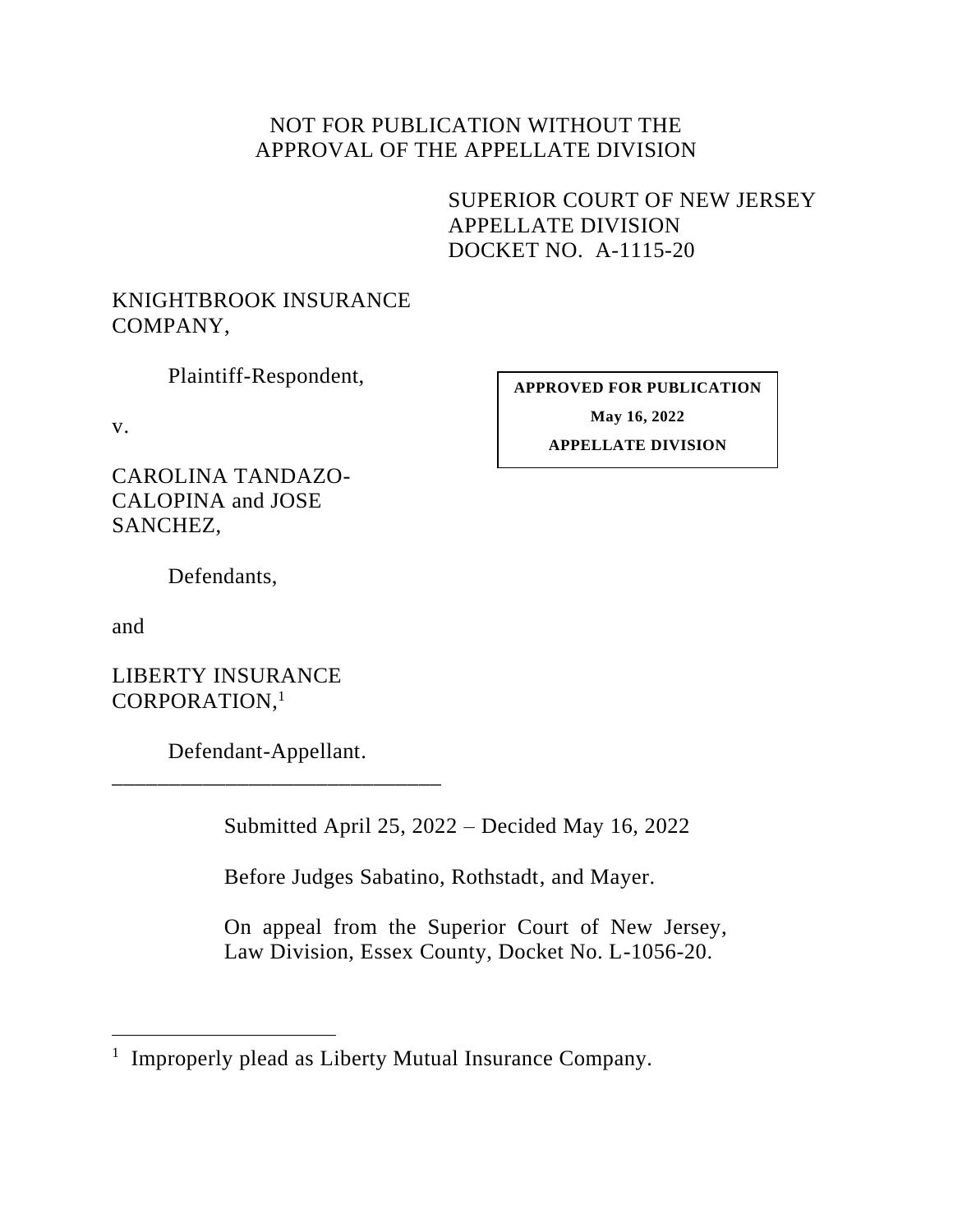NOT FOR PUBLICATION WITHOUT THE
APPROVAL OF THE APPELLATE DIVISION

SUPERIOR COURT OF NEW JERSEY
APPELLATE DIVISION
DOCKET NO. A-1115-20

KNIGHTBROOK INSURANCE
COMPANY,

Plaintiff-Respondent,

v.

CAROLINA TANDAZO-
CALOPINA and JOSE
SANCHEZ,

Defendants,

and

LIBERTY INSURANCE
CORPORATION,[1]

Defendant-Appellant.

______________________________

**APPROVED FOR PUBLICATION**

**May 16, 2022**

**APPELLATE DIVISION**

Submitted April 25, 2022 – Decided May 16, 2022

Before Judges Sabatino, Rothstadt, and Mayer.

On appeal from the Superior Court of New Jersey, Law Division, Essex County, Docket No. L-1056-20.

---

[1] Improperly plead as Liberty Mutual Insurance Company.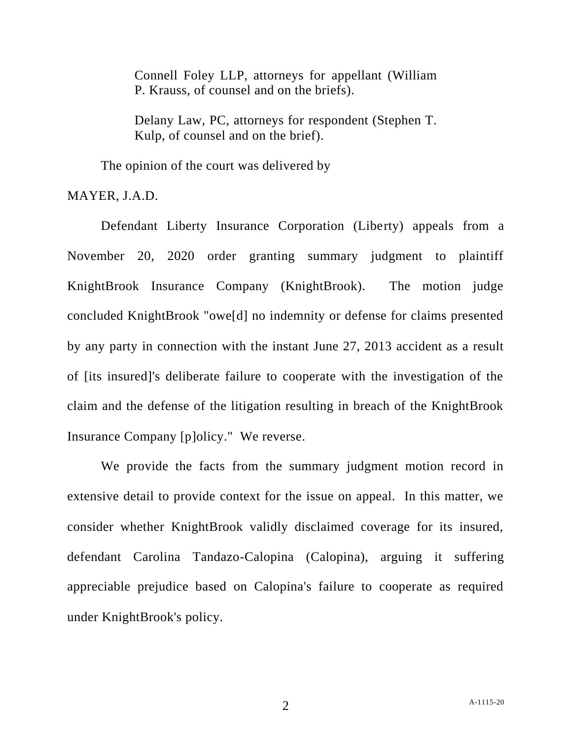Connell Foley LLP, attorneys for appellant (William P. Krauss, of counsel and on the briefs).

Delany Law, PC, attorneys for respondent (Stephen T. Kulp, of counsel and on the brief).

The opinion of the court was delivered by

MAYER, J.A.D.

Defendant Liberty Insurance Corporation (Liberty) appeals from a November 20, 2020 order granting summary judgment to plaintiff KnightBrook Insurance Company (KnightBrook). The motion judge concluded KnightBrook "owe[d] no indemnity or defense for claims presented by any party in connection with the instant June 27, 2013 accident as a result of [its insured]'s deliberate failure to cooperate with the investigation of the claim and the defense of the litigation resulting in breach of the KnightBrook Insurance Company [p]olicy." We reverse.

We provide the facts from the summary judgment motion record in extensive detail to provide context for the issue on appeal. In this matter, we consider whether KnightBrook validly disclaimed coverage for its insured, defendant Carolina Tandazo-Calopina (Calopina), arguing it suffering appreciable prejudice based on Calopina's failure to cooperate as required under KnightBrook's policy.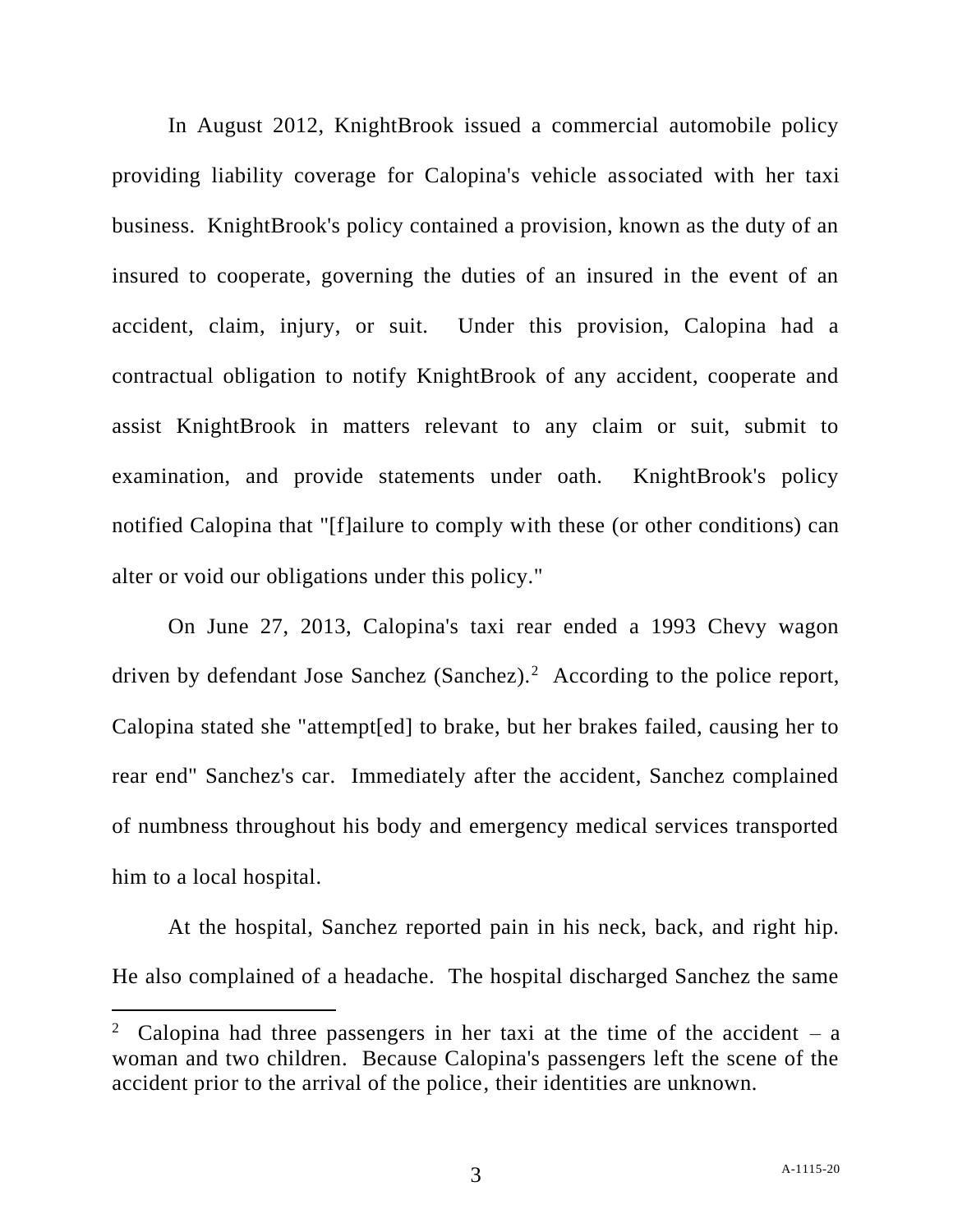In August 2012, KnightBrook issued a commercial automobile policy providing liability coverage for Calopina's vehicle associated with her taxi business. KnightBrook's policy contained a provision, known as the duty of an insured to cooperate, governing the duties of an insured in the event of an accident, claim, injury, or suit. Under this provision, Calopina had a contractual obligation to notify KnightBrook of any accident, cooperate and assist KnightBrook in matters relevant to any claim or suit, submit to examination, and provide statements under oath. KnightBrook's policy notified Calopina that "[f]ailure to comply with these (or other conditions) can alter or void our obligations under this policy."

On June 27, 2013, Calopina's taxi rear ended a 1993 Chevy wagon driven by defendant Jose Sanchez (Sanchez).[2] According to the police report, Calopina stated she "attempt[ed] to brake, but her brakes failed, causing her to rear end" Sanchez's car. Immediately after the accident, Sanchez complained of numbness throughout his body and emergency medical services transported him to a local hospital.

At the hospital, Sanchez reported pain in his neck, back, and right hip. He also complained of a headache. The hospital discharged Sanchez the same

[2] Calopina had three passengers in her taxi at the time of the accident – a woman and two children. Because Calopina's passengers left the scene of the accident prior to the arrival of the police, their identities are unknown.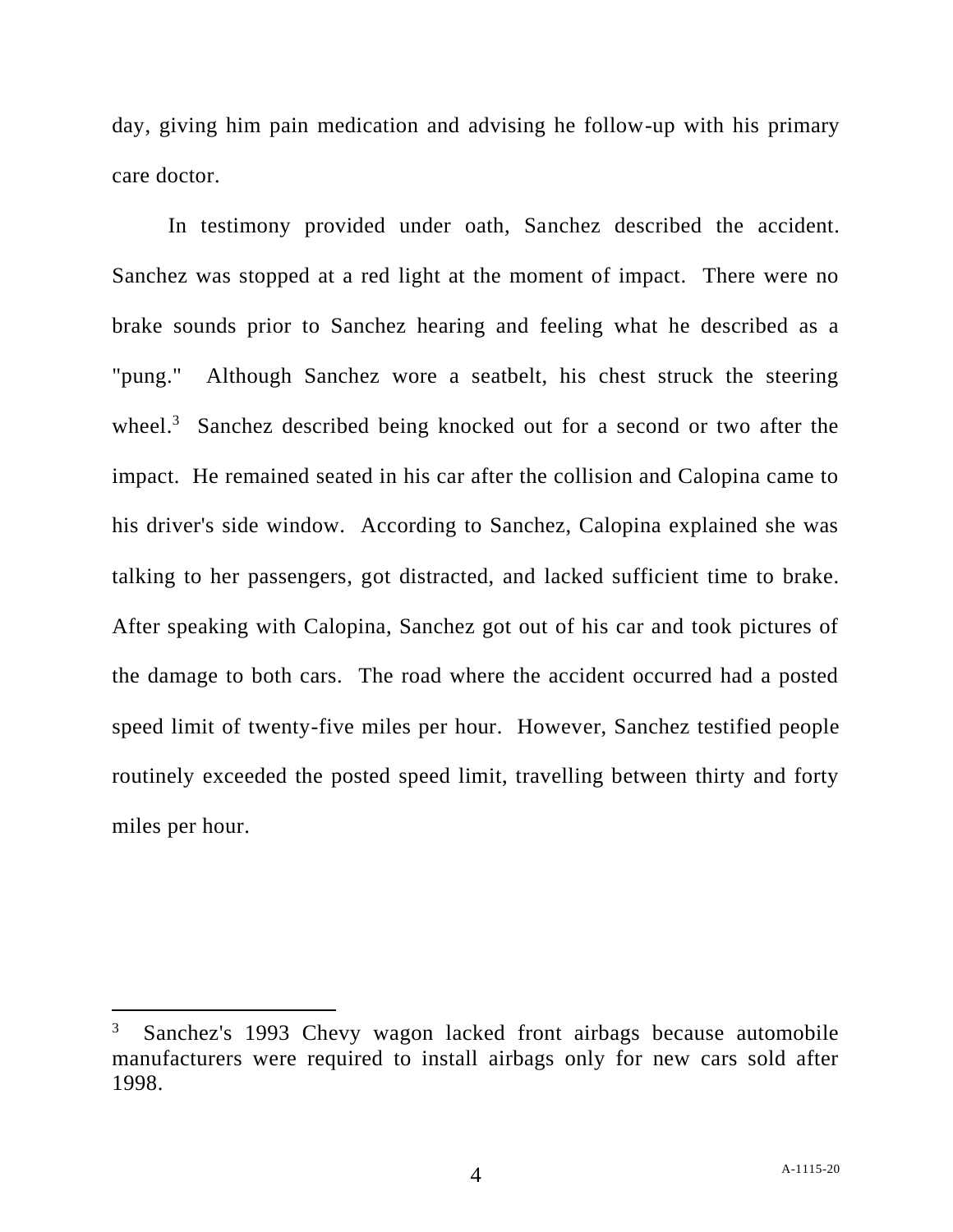day, giving him pain medication and advising he follow-up with his primary care doctor.

In testimony provided under oath, Sanchez described the accident. Sanchez was stopped at a red light at the moment of impact. There were no brake sounds prior to Sanchez hearing and feeling what he described as a "pung." Although Sanchez wore a seatbelt, his chest struck the steering wheel.[3] Sanchez described being knocked out for a second or two after the impact. He remained seated in his car after the collision and Calopina came to his driver's side window. According to Sanchez, Calopina explained she was talking to her passengers, got distracted, and lacked sufficient time to brake. After speaking with Calopina, Sanchez got out of his car and took pictures of the damage to both cars. The road where the accident occurred had a posted speed limit of twenty-five miles per hour. However, Sanchez testified people routinely exceeded the posted speed limit, travelling between thirty and forty miles per hour.

---

[3] Sanchez's 1993 Chevy wagon lacked front airbags because automobile manufacturers were required to install airbags only for new cars sold after 1998.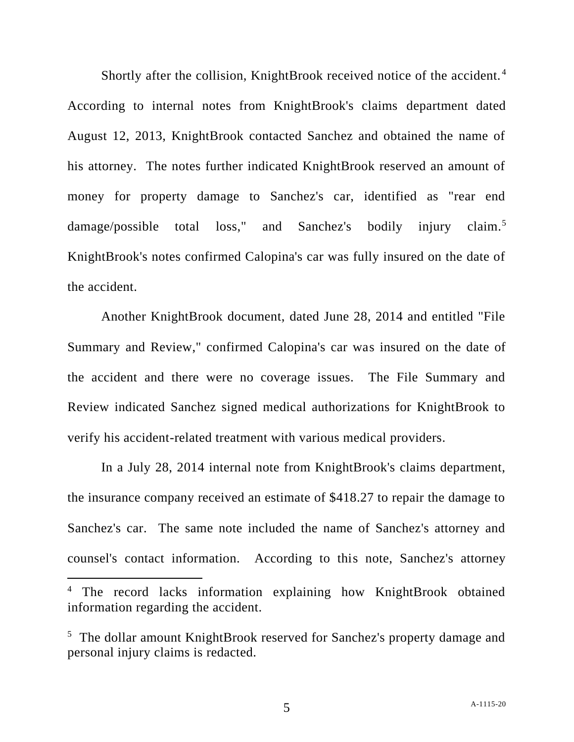Shortly after the collision, KnightBrook received notice of the accident.[4] According to internal notes from KnightBrook's claims department dated August 12, 2013, KnightBrook contacted Sanchez and obtained the name of his attorney. The notes further indicated KnightBrook reserved an amount of money for property damage to Sanchez's car, identified as "rear end damage/possible total loss," and Sanchez's bodily injury claim.[5] KnightBrook's notes confirmed Calopina's car was fully insured on the date of the accident.

Another KnightBrook document, dated June 28, 2014 and entitled "File Summary and Review," confirmed Calopina's car was insured on the date of the accident and there were no coverage issues. The File Summary and Review indicated Sanchez signed medical authorizations for KnightBrook to verify his accident-related treatment with various medical providers.

In a July 28, 2014 internal note from KnightBrook's claims department, the insurance company received an estimate of $418.27 to repair the damage to Sanchez's car. The same note included the name of Sanchez's attorney and counsel's contact information. According to this note, Sanchez's attorney

---

[4] The record lacks information explaining how KnightBrook obtained information regarding the accident.

[5] The dollar amount KnightBrook reserved for Sanchez's property damage and personal injury claims is redacted.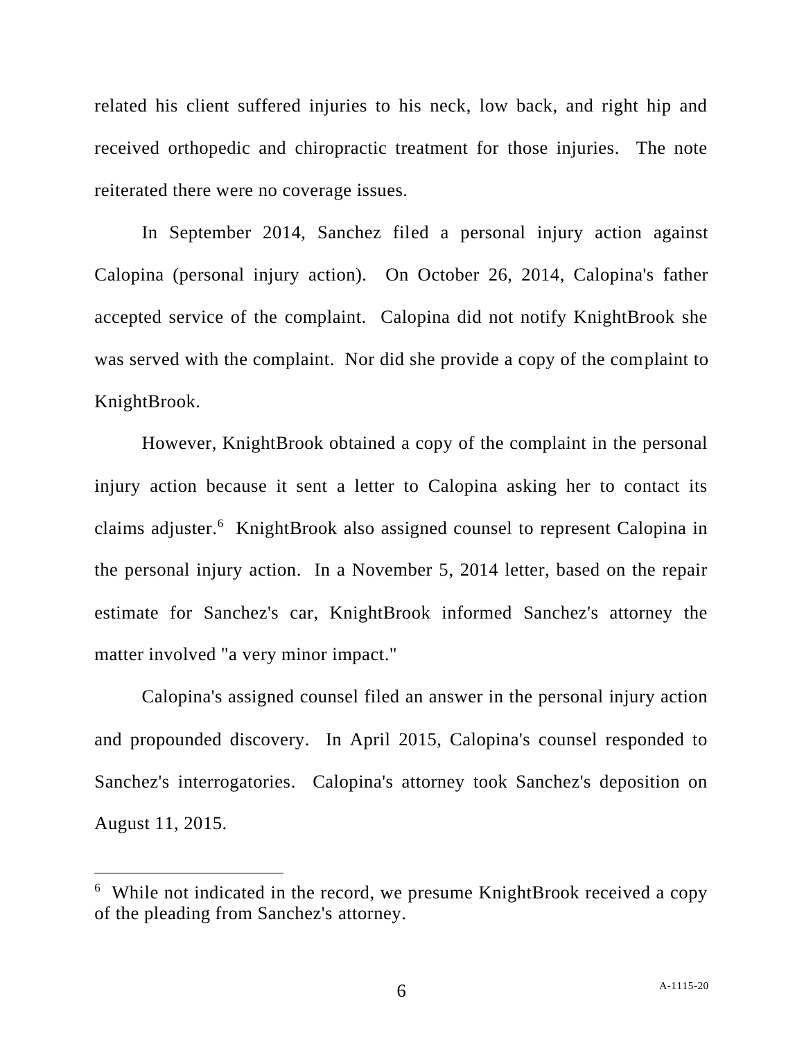related his client suffered injuries to his neck, low back, and right hip and received orthopedic and chiropractic treatment for those injuries. The note reiterated there were no coverage issues.

In September 2014, Sanchez filed a personal injury action against Calopina (personal injury action). On October 26, 2014, Calopina's father accepted service of the complaint. Calopina did not notify KnightBrook she was served with the complaint. Nor did she provide a copy of the complaint to KnightBrook.

However, KnightBrook obtained a copy of the complaint in the personal injury action because it sent a letter to Calopina asking her to contact its claims adjuster.[6] KnightBrook also assigned counsel to represent Calopina in the personal injury action. In a November 5, 2014 letter, based on the repair estimate for Sanchez's car, KnightBrook informed Sanchez's attorney the matter involved "a very minor impact."

Calopina's assigned counsel filed an answer in the personal injury action and propounded discovery. In April 2015, Calopina's counsel responded to Sanchez's interrogatories. Calopina's attorney took Sanchez's deposition on August 11, 2015.

---

[6] While not indicated in the record, we presume KnightBrook received a copy of the pleading from Sanchez's attorney.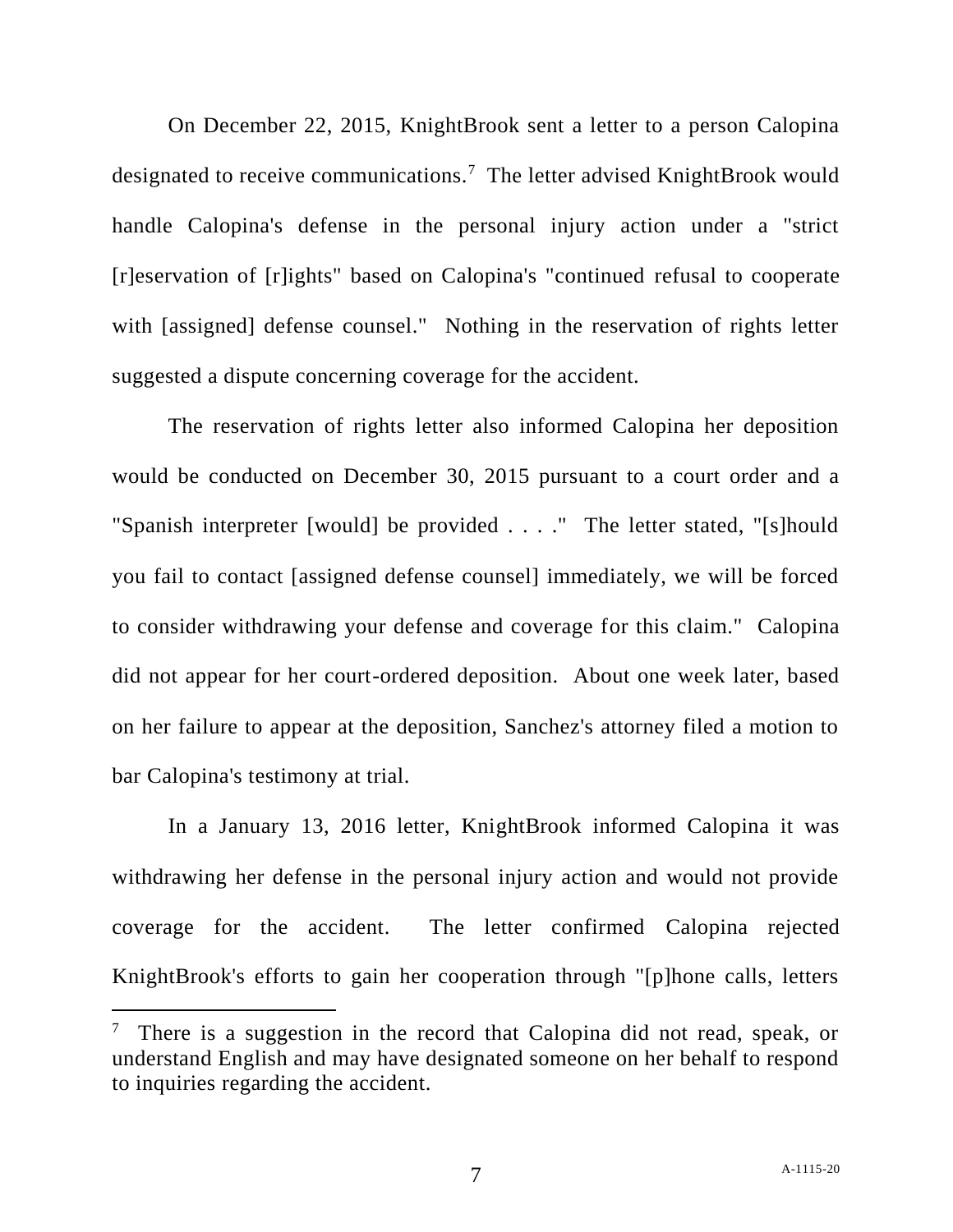On December 22, 2015, KnightBrook sent a letter to a person Calopina designated to receive communications.[7] The letter advised KnightBrook would handle Calopina's defense in the personal injury action under a "strict [r]eservation of [r]ights" based on Calopina's "continued refusal to cooperate with [assigned] defense counsel." Nothing in the reservation of rights letter suggested a dispute concerning coverage for the accident.

The reservation of rights letter also informed Calopina her deposition would be conducted on December 30, 2015 pursuant to a court order and a "Spanish interpreter [would] be provided . . . ." The letter stated, "[s]hould you fail to contact [assigned defense counsel] immediately, we will be forced to consider withdrawing your defense and coverage for this claim." Calopina did not appear for her court-ordered deposition. About one week later, based on her failure to appear at the deposition, Sanchez's attorney filed a motion to bar Calopina's testimony at trial.

In a January 13, 2016 letter, KnightBrook informed Calopina it was withdrawing her defense in the personal injury action and would not provide coverage for the accident. The letter confirmed Calopina rejected KnightBrook's efforts to gain her cooperation through "[p]hone calls, letters

---

[7] There is a suggestion in the record that Calopina did not read, speak, or understand English and may have designated someone on her behalf to respond to inquiries regarding the accident.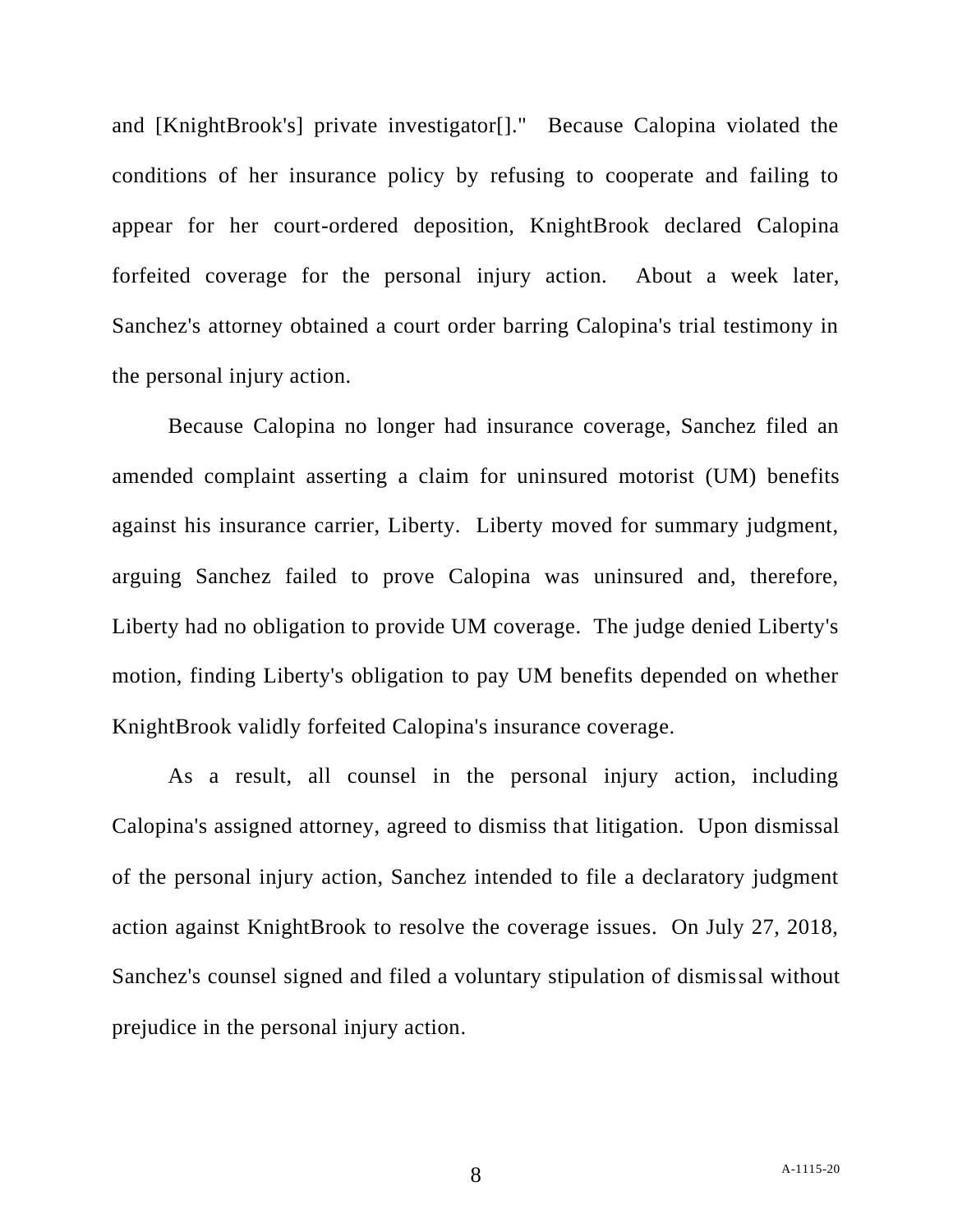and [KnightBrook's] private investigator[]." Because Calopina violated the conditions of her insurance policy by refusing to cooperate and failing to appear for her court-ordered deposition, KnightBrook declared Calopina forfeited coverage for the personal injury action. About a week later, Sanchez's attorney obtained a court order barring Calopina's trial testimony in the personal injury action.

Because Calopina no longer had insurance coverage, Sanchez filed an amended complaint asserting a claim for uninsured motorist (UM) benefits against his insurance carrier, Liberty. Liberty moved for summary judgment, arguing Sanchez failed to prove Calopina was uninsured and, therefore, Liberty had no obligation to provide UM coverage. The judge denied Liberty's motion, finding Liberty's obligation to pay UM benefits depended on whether KnightBrook validly forfeited Calopina's insurance coverage.

As a result, all counsel in the personal injury action, including Calopina's assigned attorney, agreed to dismiss that litigation. Upon dismissal of the personal injury action, Sanchez intended to file a declaratory judgment action against KnightBrook to resolve the coverage issues. On July 27, 2018, Sanchez's counsel signed and filed a voluntary stipulation of dismissal without prejudice in the personal injury action.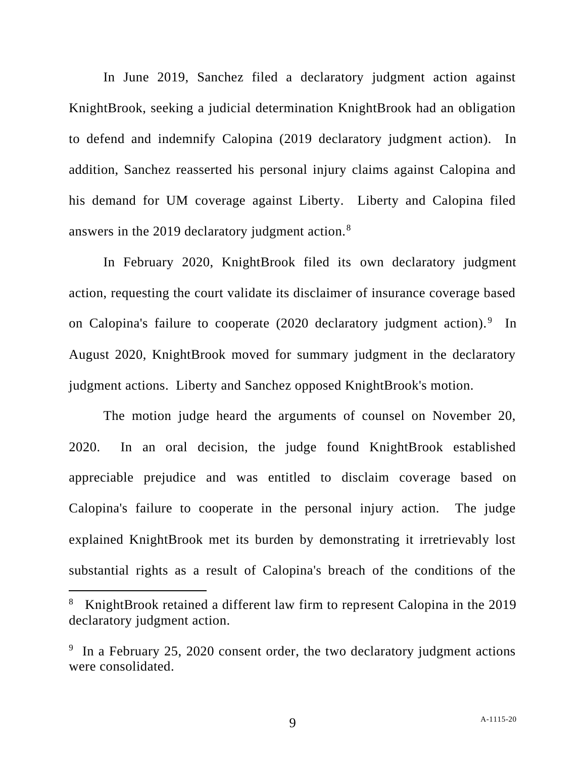In June 2019, Sanchez filed a declaratory judgment action against KnightBrook, seeking a judicial determination KnightBrook had an obligation to defend and indemnify Calopina (2019 declaratory judgment action). In addition, Sanchez reasserted his personal injury claims against Calopina and his demand for UM coverage against Liberty. Liberty and Calopina filed answers in the 2019 declaratory judgment action.[8]

In February 2020, KnightBrook filed its own declaratory judgment action, requesting the court validate its disclaimer of insurance coverage based on Calopina's failure to cooperate (2020 declaratory judgment action).[9] In August 2020, KnightBrook moved for summary judgment in the declaratory judgment actions. Liberty and Sanchez opposed KnightBrook's motion.

The motion judge heard the arguments of counsel on November 20, 2020. In an oral decision, the judge found KnightBrook established appreciable prejudice and was entitled to disclaim coverage based on Calopina's failure to cooperate in the personal injury action. The judge explained KnightBrook met its burden by demonstrating it irretrievably lost substantial rights as a result of Calopina's breach of the conditions of the

---

[8] KnightBrook retained a different law firm to represent Calopina in the 2019 declaratory judgment action.

[9] In a February 25, 2020 consent order, the two declaratory judgment actions were consolidated.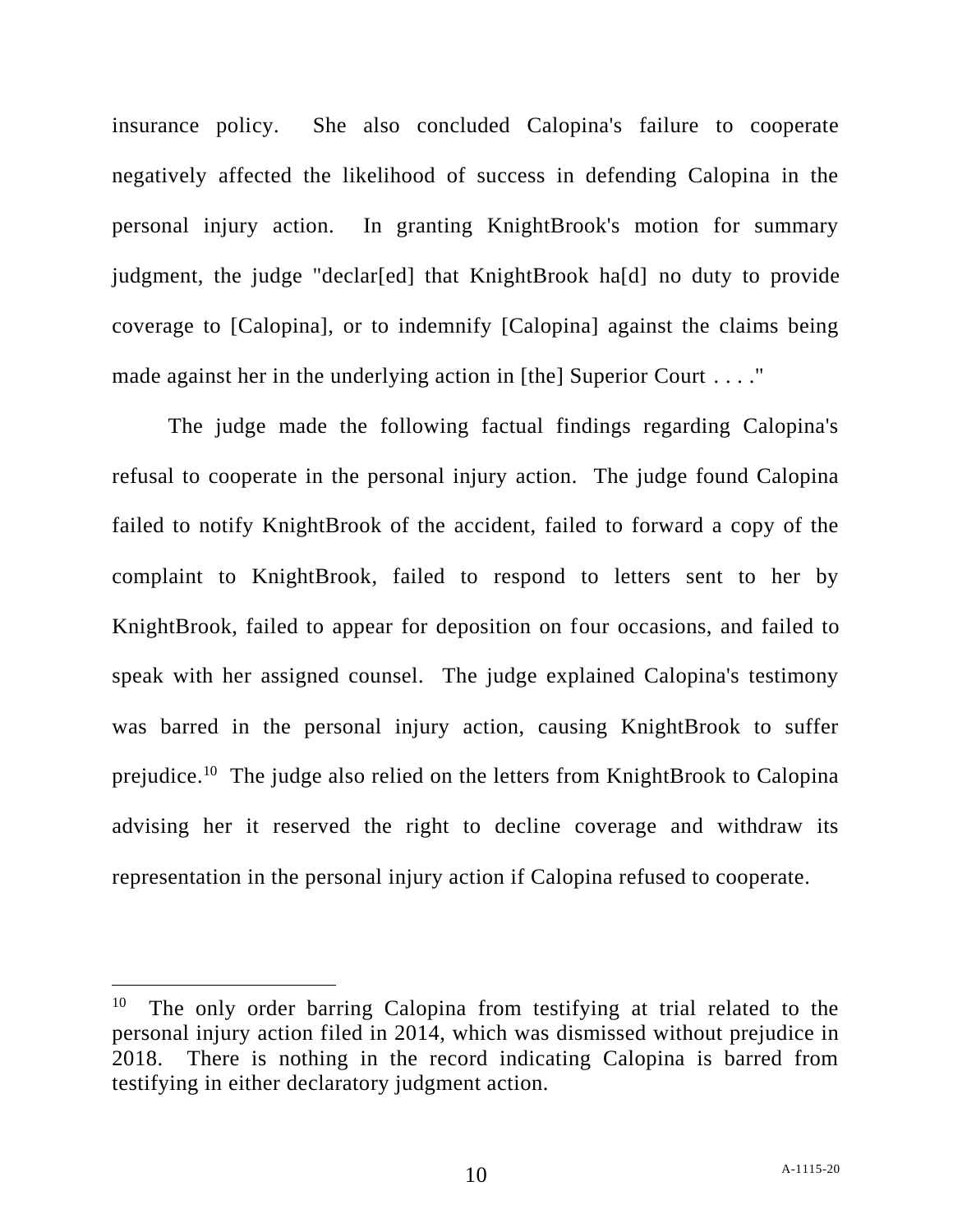insurance policy. She also concluded Calopina's failure to cooperate negatively affected the likelihood of success in defending Calopina in the personal injury action. In granting KnightBrook's motion for summary judgment, the judge "declar[ed] that KnightBrook ha[d] no duty to provide coverage to [Calopina], or to indemnify [Calopina] against the claims being made against her in the underlying action in [the] Superior Court . . . ."

The judge made the following factual findings regarding Calopina's refusal to cooperate in the personal injury action. The judge found Calopina failed to notify KnightBrook of the accident, failed to forward a copy of the complaint to KnightBrook, failed to respond to letters sent to her by KnightBrook, failed to appear for deposition on four occasions, and failed to speak with her assigned counsel. The judge explained Calopina's testimony was barred in the personal injury action, causing KnightBrook to suffer prejudice.[10] The judge also relied on the letters from KnightBrook to Calopina advising her it reserved the right to decline coverage and withdraw its representation in the personal injury action if Calopina refused to cooperate.

---

[10] The only order barring Calopina from testifying at trial related to the personal injury action filed in 2014, which was dismissed without prejudice in 2018. There is nothing in the record indicating Calopina is barred from testifying in either declaratory judgment action.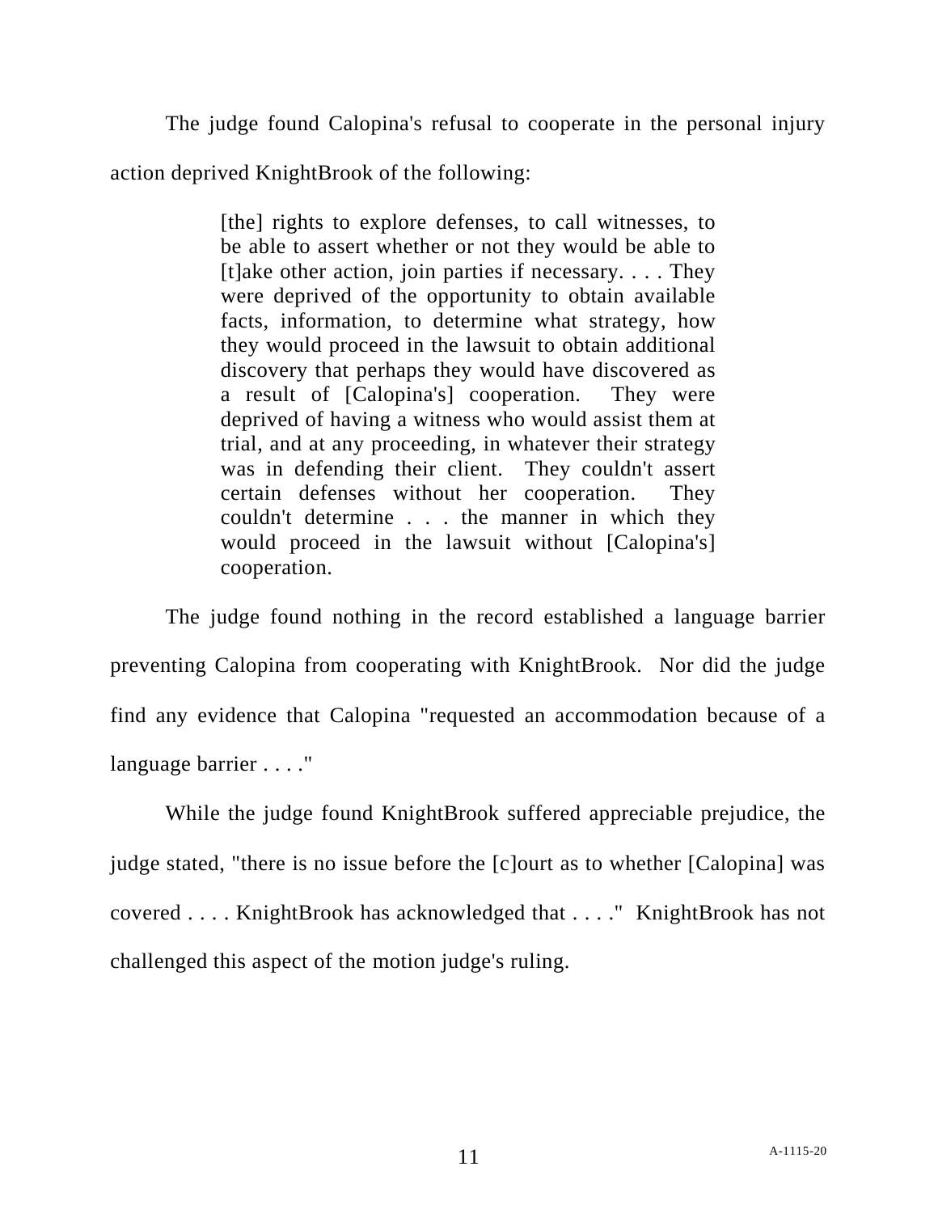The judge found Calopina's refusal to cooperate in the personal injury action deprived KnightBrook of the following:

> [the] rights to explore defenses, to call witnesses, to be able to assert whether or not they would be able to [t]ake other action, join parties if necessary. . . . They were deprived of the opportunity to obtain available facts, information, to determine what strategy, how they would proceed in the lawsuit to obtain additional discovery that perhaps they would have discovered as a result of [Calopina's] cooperation. They were deprived of having a witness who would assist them at trial, and at any proceeding, in whatever their strategy was in defending their client. They couldn't assert certain defenses without her cooperation. They couldn't determine . . . the manner in which they would proceed in the lawsuit without [Calopina's] cooperation.

The judge found nothing in the record established a language barrier preventing Calopina from cooperating with KnightBrook. Nor did the judge find any evidence that Calopina "requested an accommodation because of a language barrier . . . ."

While the judge found KnightBrook suffered appreciable prejudice, the judge stated, "there is no issue before the [c]ourt as to whether [Calopina] was covered . . . . KnightBrook has acknowledged that . . . ." KnightBrook has not challenged this aspect of the motion judge's ruling.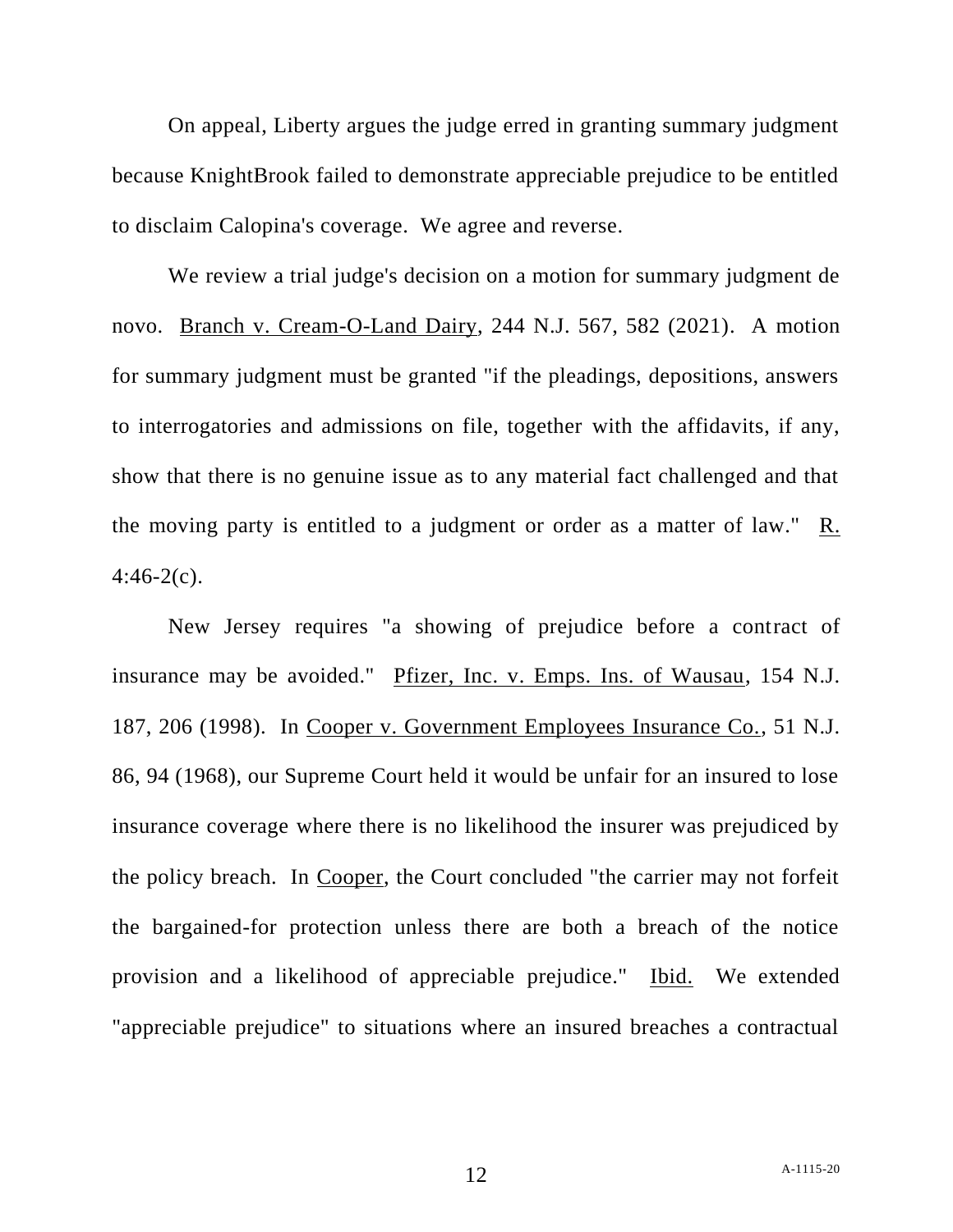On appeal, Liberty argues the judge erred in granting summary judgment because KnightBrook failed to demonstrate appreciable prejudice to be entitled to disclaim Calopina's coverage. We agree and reverse.

We review a trial judge's decision on a motion for summary judgment de novo. Branch v. Cream-O-Land Dairy, 244 N.J. 567, 582 (2021). A motion for summary judgment must be granted "if the pleadings, depositions, answers to interrogatories and admissions on file, together with the affidavits, if any, show that there is no genuine issue as to any material fact challenged and that the moving party is entitled to a judgment or order as a matter of law." R. 4:46-2(c).

New Jersey requires "a showing of prejudice before a contract of insurance may be avoided." Pfizer, Inc. v. Emps. Ins. of Wausau, 154 N.J. 187, 206 (1998). In Cooper v. Government Employees Insurance Co., 51 N.J. 86, 94 (1968), our Supreme Court held it would be unfair for an insured to lose insurance coverage where there is no likelihood the insurer was prejudiced by the policy breach. In Cooper, the Court concluded "the carrier may not forfeit the bargained-for protection unless there are both a breach of the notice provision and a likelihood of appreciable prejudice." Ibid. We extended "appreciable prejudice" to situations where an insured breaches a contractual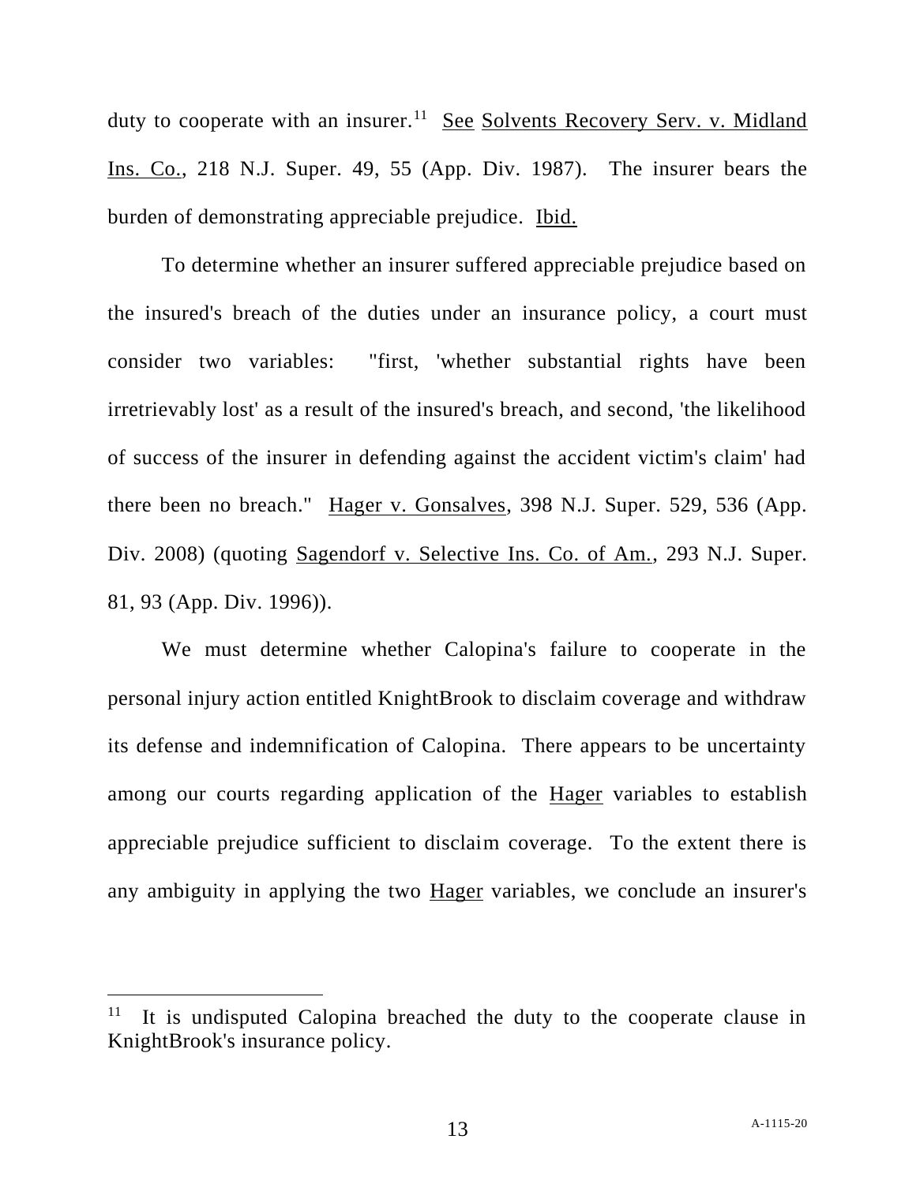duty to cooperate with an insurer.[11] See Solvents Recovery Serv. v. Midland Ins. Co., 218 N.J. Super. 49, 55 (App. Div. 1987). The insurer bears the burden of demonstrating appreciable prejudice. Ibid.

To determine whether an insurer suffered appreciable prejudice based on the insured's breach of the duties under an insurance policy, a court must consider two variables: "first, 'whether substantial rights have been irretrievably lost' as a result of the insured's breach, and second, 'the likelihood of success of the insurer in defending against the accident victim's claim' had there been no breach." Hager v. Gonsalves, 398 N.J. Super. 529, 536 (App. Div. 2008) (quoting Sagendorf v. Selective Ins. Co. of Am., 293 N.J. Super. 81, 93 (App. Div. 1996)).

We must determine whether Calopina's failure to cooperate in the personal injury action entitled KnightBrook to disclaim coverage and withdraw its defense and indemnification of Calopina. There appears to be uncertainty among our courts regarding application of the Hager variables to establish appreciable prejudice sufficient to disclaim coverage. To the extent there is any ambiguity in applying the two Hager variables, we conclude an insurer's

[11] It is undisputed Calopina breached the duty to the cooperate clause in KnightBrook's insurance policy.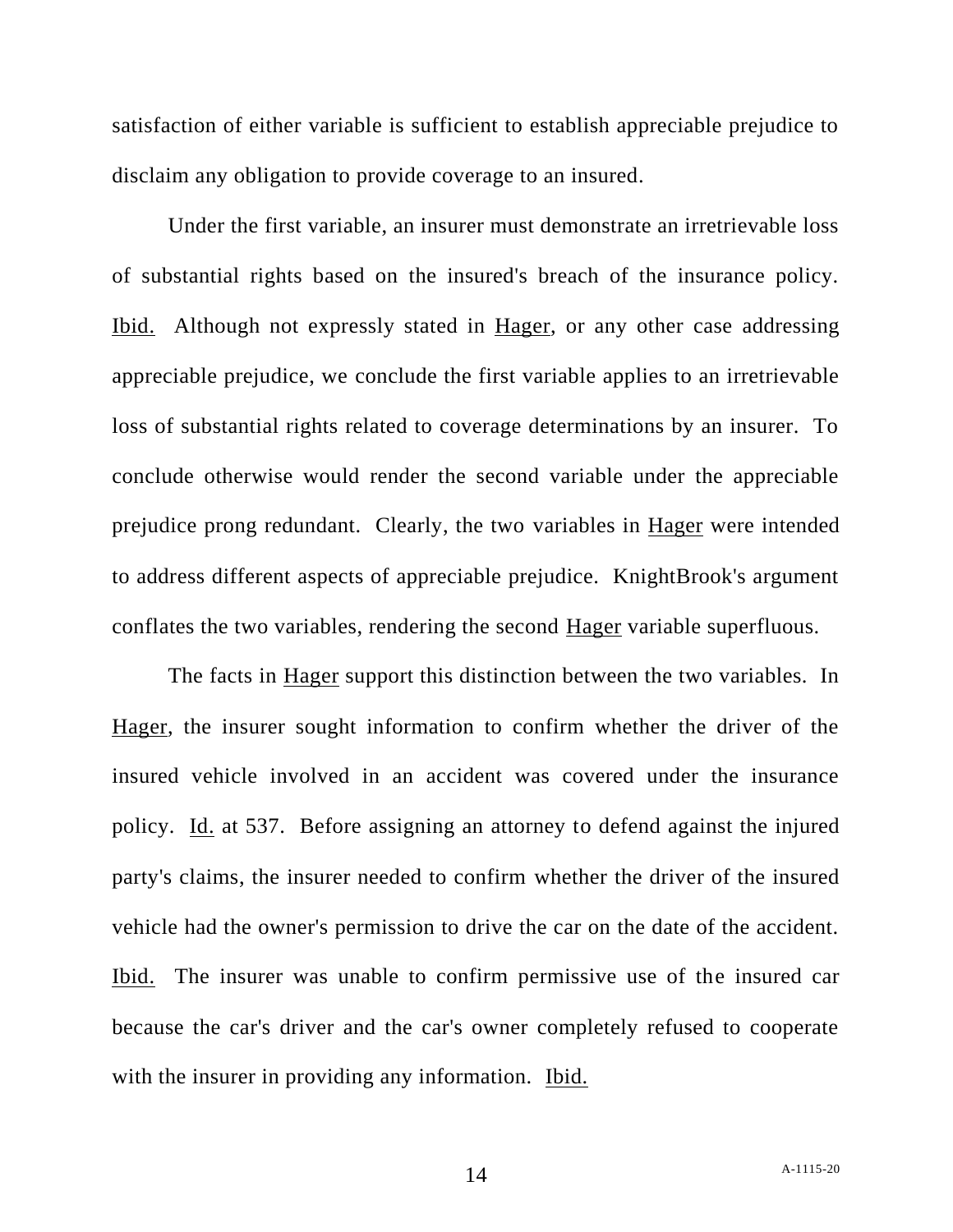satisfaction of either variable is sufficient to establish appreciable prejudice to disclaim any obligation to provide coverage to an insured.

Under the first variable, an insurer must demonstrate an irretrievable loss of substantial rights based on the insured's breach of the insurance policy. Ibid. Although not expressly stated in Hager, or any other case addressing appreciable prejudice, we conclude the first variable applies to an irretrievable loss of substantial rights related to coverage determinations by an insurer. To conclude otherwise would render the second variable under the appreciable prejudice prong redundant. Clearly, the two variables in Hager were intended to address different aspects of appreciable prejudice. KnightBrook's argument conflates the two variables, rendering the second Hager variable superfluous.

The facts in Hager support this distinction between the two variables. In Hager, the insurer sought information to confirm whether the driver of the insured vehicle involved in an accident was covered under the insurance policy. Id. at 537. Before assigning an attorney to defend against the injured party's claims, the insurer needed to confirm whether the driver of the insured vehicle had the owner's permission to drive the car on the date of the accident. Ibid. The insurer was unable to confirm permissive use of the insured car because the car's driver and the car's owner completely refused to cooperate with the insurer in providing any information. Ibid.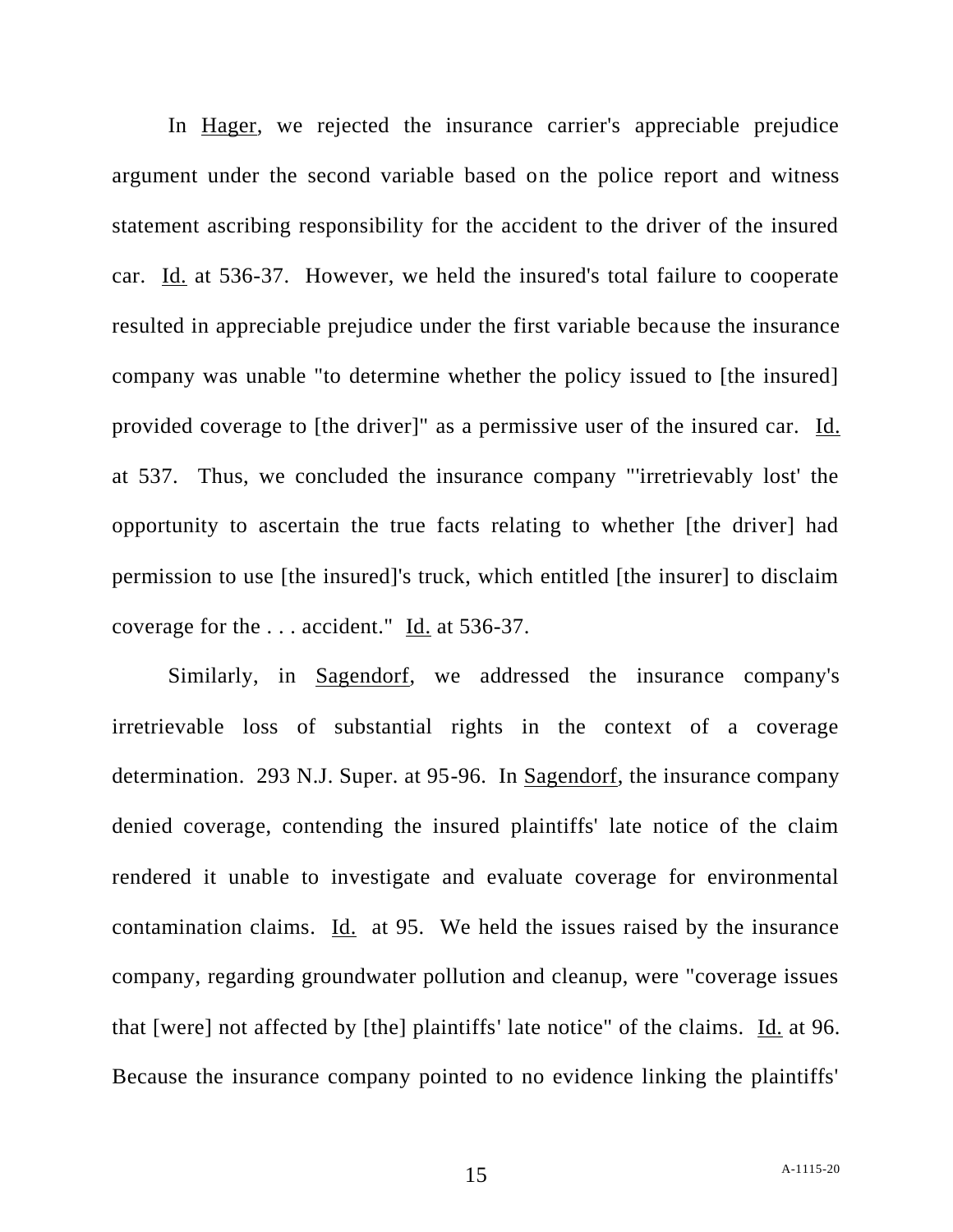In Hager, we rejected the insurance carrier's appreciable prejudice argument under the second variable based on the police report and witness statement ascribing responsibility for the accident to the driver of the insured car. Id. at 536-37. However, we held the insured's total failure to cooperate resulted in appreciable prejudice under the first variable because the insurance company was unable "to determine whether the policy issued to [the insured] provided coverage to [the driver]" as a permissive user of the insured car. Id. at 537. Thus, we concluded the insurance company "'irretrievably lost' the opportunity to ascertain the true facts relating to whether [the driver] had permission to use [the insured]'s truck, which entitled [the insurer] to disclaim coverage for the . . . accident." Id. at 536-37.

Similarly, in Sagendorf, we addressed the insurance company's irretrievable loss of substantial rights in the context of a coverage determination. 293 N.J. Super. at 95-96. In Sagendorf, the insurance company denied coverage, contending the insured plaintiffs' late notice of the claim rendered it unable to investigate and evaluate coverage for environmental contamination claims. Id. at 95. We held the issues raised by the insurance company, regarding groundwater pollution and cleanup, were "coverage issues that [were] not affected by [the] plaintiffs' late notice" of the claims. Id. at 96. Because the insurance company pointed to no evidence linking the plaintiffs'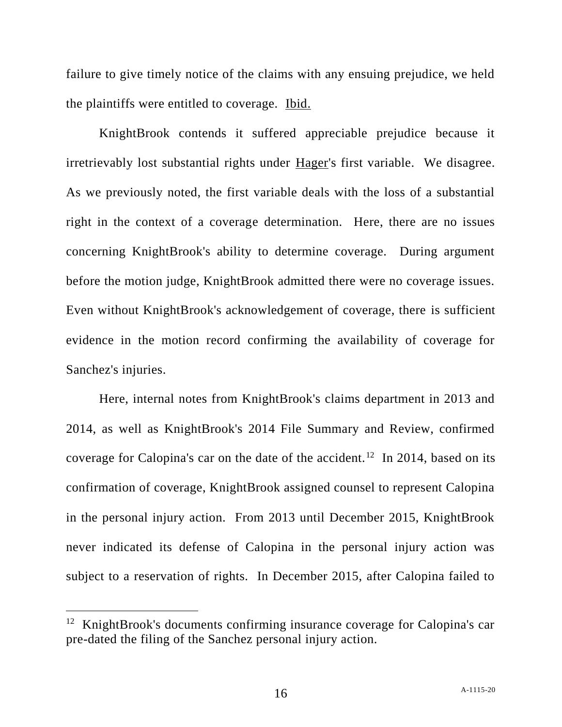failure to give timely notice of the claims with any ensuing prejudice, we held the plaintiffs were entitled to coverage. Ibid.

KnightBrook contends it suffered appreciable prejudice because it irretrievably lost substantial rights under Hager's first variable. We disagree. As we previously noted, the first variable deals with the loss of a substantial right in the context of a coverage determination. Here, there are no issues concerning KnightBrook's ability to determine coverage. During argument before the motion judge, KnightBrook admitted there were no coverage issues. Even without KnightBrook's acknowledgement of coverage, there is sufficient evidence in the motion record confirming the availability of coverage for Sanchez's injuries.

Here, internal notes from KnightBrook's claims department in 2013 and 2014, as well as KnightBrook's 2014 File Summary and Review, confirmed coverage for Calopina's car on the date of the accident.[12] In 2014, based on its confirmation of coverage, KnightBrook assigned counsel to represent Calopina in the personal injury action. From 2013 until December 2015, KnightBrook never indicated its defense of Calopina in the personal injury action was subject to a reservation of rights. In December 2015, after Calopina failed to

---

[12] KnightBrook's documents confirming insurance coverage for Calopina's car pre-dated the filing of the Sanchez personal injury action.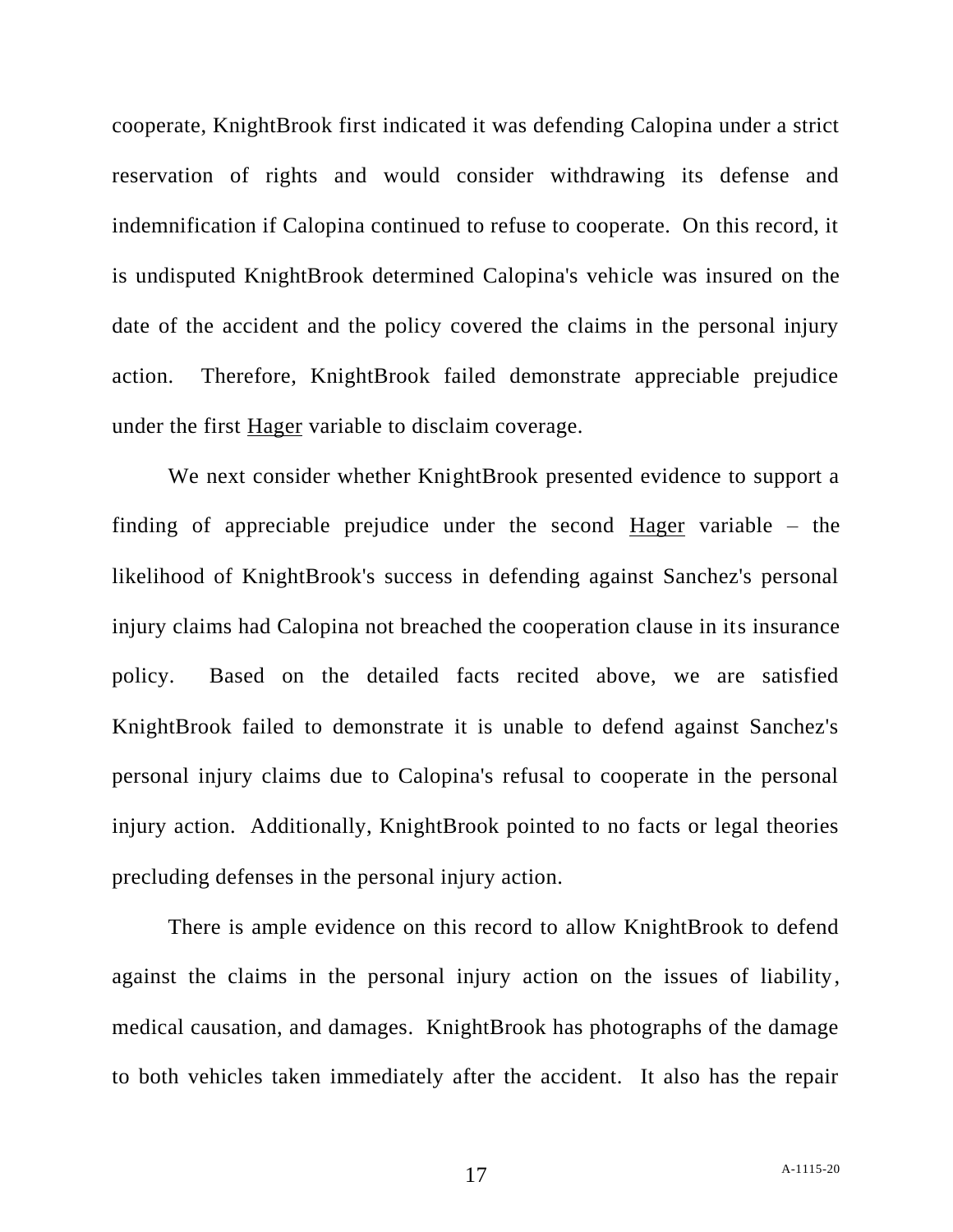cooperate, KnightBrook first indicated it was defending Calopina under a strict reservation of rights and would consider withdrawing its defense and indemnification if Calopina continued to refuse to cooperate. On this record, it is undisputed KnightBrook determined Calopina's vehicle was insured on the date of the accident and the policy covered the claims in the personal injury action. Therefore, KnightBrook failed demonstrate appreciable prejudice under the first Hager variable to disclaim coverage.

We next consider whether KnightBrook presented evidence to support a finding of appreciable prejudice under the second Hager variable – the likelihood of KnightBrook's success in defending against Sanchez's personal injury claims had Calopina not breached the cooperation clause in its insurance policy. Based on the detailed facts recited above, we are satisfied KnightBrook failed to demonstrate it is unable to defend against Sanchez's personal injury claims due to Calopina's refusal to cooperate in the personal injury action. Additionally, KnightBrook pointed to no facts or legal theories precluding defenses in the personal injury action.

There is ample evidence on this record to allow KnightBrook to defend against the claims in the personal injury action on the issues of liability, medical causation, and damages. KnightBrook has photographs of the damage to both vehicles taken immediately after the accident. It also has the repair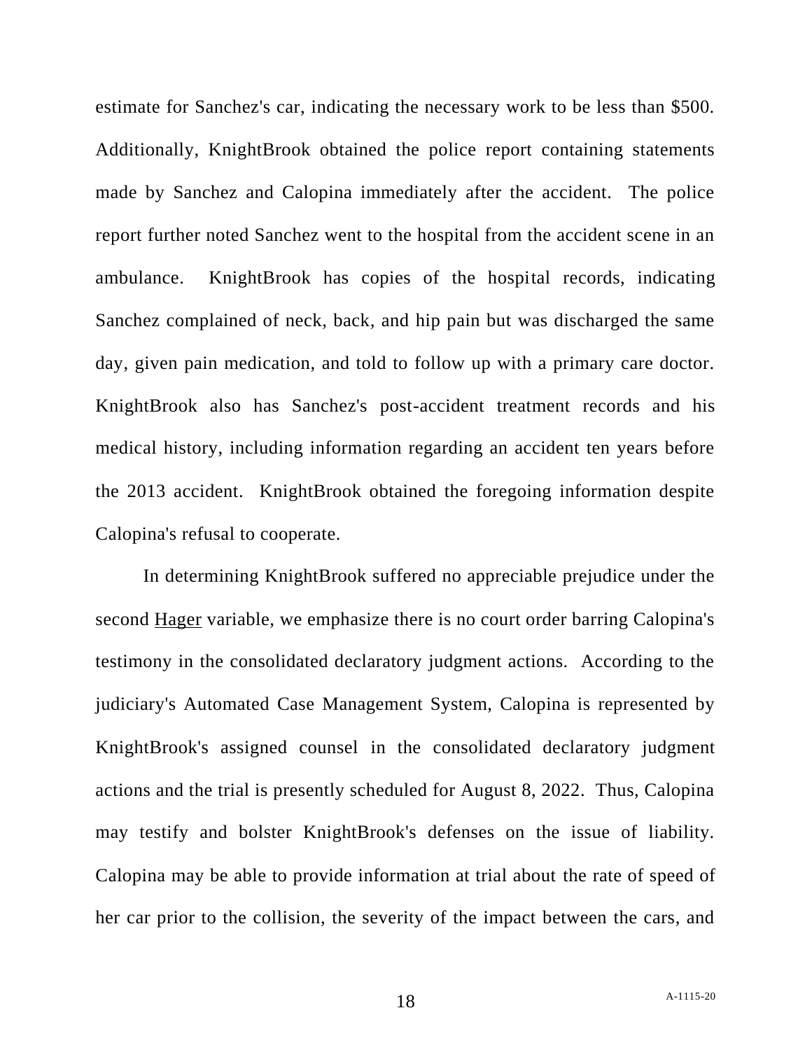estimate for Sanchez's car, indicating the necessary work to be less than $500. Additionally, KnightBrook obtained the police report containing statements made by Sanchez and Calopina immediately after the accident. The police report further noted Sanchez went to the hospital from the accident scene in an ambulance. KnightBrook has copies of the hospital records, indicating Sanchez complained of neck, back, and hip pain but was discharged the same day, given pain medication, and told to follow up with a primary care doctor. KnightBrook also has Sanchez's post-accident treatment records and his medical history, including information regarding an accident ten years before the 2013 accident. KnightBrook obtained the foregoing information despite Calopina's refusal to cooperate.

In determining KnightBrook suffered no appreciable prejudice under the second Hager variable, we emphasize there is no court order barring Calopina's testimony in the consolidated declaratory judgment actions. According to the judiciary's Automated Case Management System, Calopina is represented by KnightBrook's assigned counsel in the consolidated declaratory judgment actions and the trial is presently scheduled for August 8, 2022. Thus, Calopina may testify and bolster KnightBrook's defenses on the issue of liability. Calopina may be able to provide information at trial about the rate of speed of her car prior to the collision, the severity of the impact between the cars, and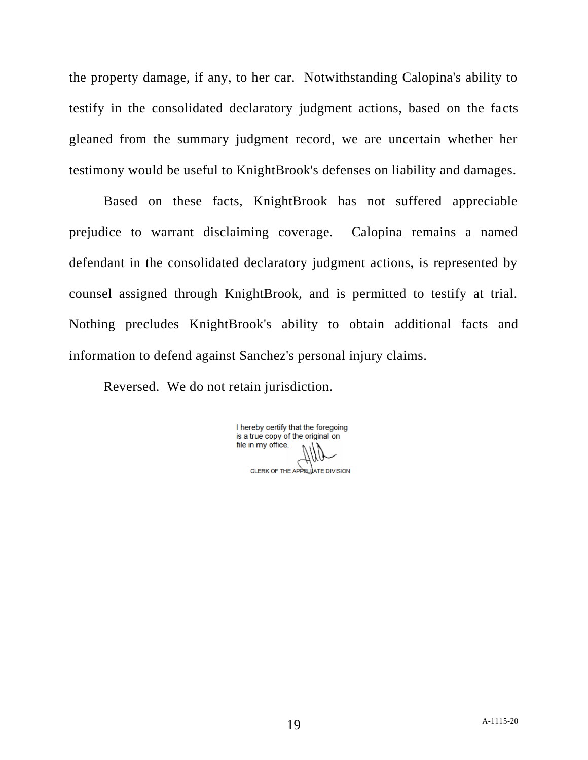the property damage, if any, to her car. Notwithstanding Calopina's ability to testify in the consolidated declaratory judgment actions, based on the facts gleaned from the summary judgment record, we are uncertain whether her testimony would be useful to KnightBrook's defenses on liability and damages.

Based on these facts, KnightBrook has not suffered appreciable prejudice to warrant disclaiming coverage. Calopina remains a named defendant in the consolidated declaratory judgment actions, is represented by counsel assigned through KnightBrook, and is permitted to testify at trial. Nothing precludes KnightBrook's ability to obtain additional facts and information to defend against Sanchez's personal injury claims.

Reversed. We do not retain jurisdiction.

I hereby certify that the foregoing is a true copy of the original on file in my office.

CLERK OF THE APPELLATE DIVISION